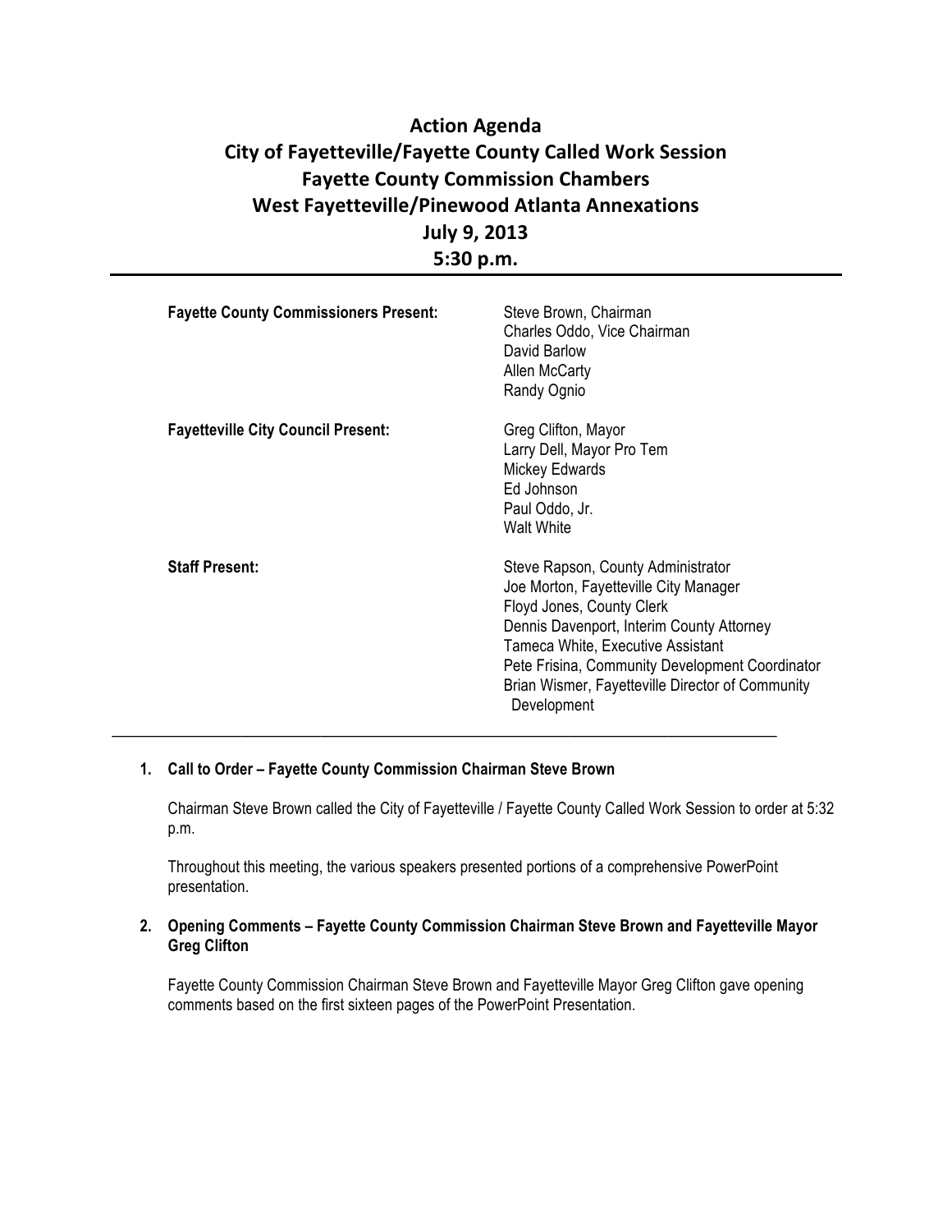# Action Agenda
## City of Fayetteville/Fayette County Called Work Session
## Fayette County Commission Chambers
## West Fayetteville/Pinewood Atlanta Annexations
## July 9, 2013
## 5:30 p.m.

---

| | |
|---|---|
| **Fayette County Commissioners Present:** | Steve Brown, Chairman<br>Charles Oddo, Vice Chairman<br>David Barlow<br>Allen McCarty<br>Randy Ognio |
| **Fayetteville City Council Present:** | Greg Clifton, Mayor<br>Larry Dell, Mayor Pro Tem<br>Mickey Edwards<br>Ed Johnson<br>Paul Oddo, Jr.<br>Walt White |
| **Staff Present:** | Steve Rapson, County Administrator<br>Joe Morton, Fayetteville City Manager<br>Floyd Jones, County Clerk<br>Dennis Davenport, Interim County Attorney<br>Tameca White, Executive Assistant<br>Pete Frisina, Community Development Coordinator<br>Brian Wismer, Fayetteville Director of Community Development |

---

1. **Call to Order – Fayette County Commission Chairman Steve Brown**

   Chairman Steve Brown called the City of Fayetteville / Fayette County Called Work Session to order at 5:32 p.m.

   Throughout this meeting, the various speakers presented portions of a comprehensive PowerPoint presentation.

2. **Opening Comments – Fayette County Commission Chairman Steve Brown and Fayetteville Mayor Greg Clifton**

   Fayette County Commission Chairman Steve Brown and Fayetteville Mayor Greg Clifton gave opening comments based on the first sixteen pages of the PowerPoint Presentation.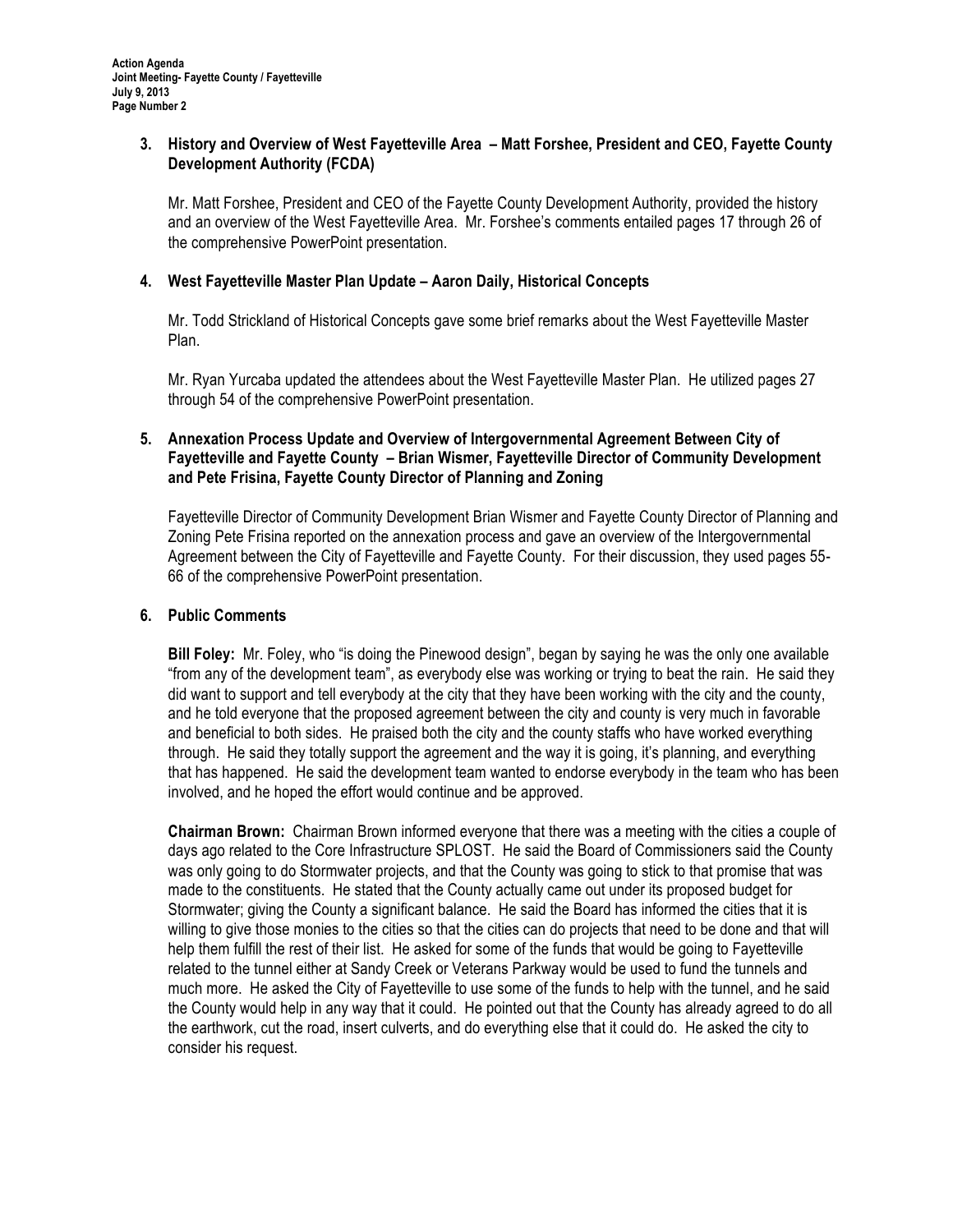### 3. History and Overview of West Fayetteville Area – Matt Forshee, President and CEO, Fayette County Development Authority (FCDA)

Mr. Matt Forshee, President and CEO of the Fayette County Development Authority, provided the history and an overview of the West Fayetteville Area. Mr. Forshee's comments entailed pages 17 through 26 of the comprehensive PowerPoint presentation.

### 4. West Fayetteville Master Plan Update – Aaron Daily, Historical Concepts

Mr. Todd Strickland of Historical Concepts gave some brief remarks about the West Fayetteville Master Plan.

Mr. Ryan Yurcaba updated the attendees about the West Fayetteville Master Plan. He utilized pages 27 through 54 of the comprehensive PowerPoint presentation.

### 5. Annexation Process Update and Overview of Intergovernmental Agreement Between City of Fayetteville and Fayette County – Brian Wismer, Fayetteville Director of Community Development and Pete Frisina, Fayette County Director of Planning and Zoning

Fayetteville Director of Community Development Brian Wismer and Fayette County Director of Planning and Zoning Pete Frisina reported on the annexation process and gave an overview of the Intergovernmental Agreement between the City of Fayetteville and Fayette County. For their discussion, they used pages 55-66 of the comprehensive PowerPoint presentation.

### 6. Public Comments

**Bill Foley:** Mr. Foley, who "is doing the Pinewood design", began by saying he was the only one available "from any of the development team", as everybody else was working or trying to beat the rain. He said they did want to support and tell everybody at the city that they have been working with the city and the county, and he told everyone that the proposed agreement between the city and county is very much in favorable and beneficial to both sides. He praised both the city and the county staffs who have worked everything through. He said they totally support the agreement and the way it is going, it's planning, and everything that has happened. He said the development team wanted to endorse everybody in the team who has been involved, and he hoped the effort would continue and be approved.

**Chairman Brown:** Chairman Brown informed everyone that there was a meeting with the cities a couple of days ago related to the Core Infrastructure SPLOST. He said the Board of Commissioners said the County was only going to do Stormwater projects, and that the County was going to stick to that promise that was made to the constituents. He stated that the County actually came out under its proposed budget for Stormwater; giving the County a significant balance. He said the Board has informed the cities that it is willing to give those monies to the cities so that the cities can do projects that need to be done and that will help them fulfill the rest of their list. He asked for some of the funds that would be going to Fayetteville related to the tunnel either at Sandy Creek or Veterans Parkway would be used to fund the tunnels and much more. He asked the City of Fayetteville to use some of the funds to help with the tunnel, and he said the County would help in any way that it could. He pointed out that the County has already agreed to do all the earthwork, cut the road, insert culverts, and do everything else that it could do. He asked the city to consider his request.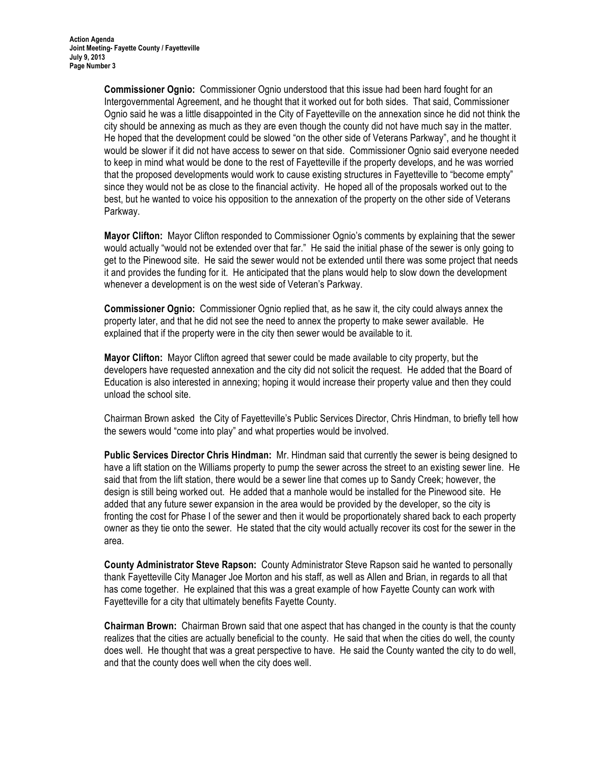**Commissioner Ognio:** Commissioner Ognio understood that this issue had been hard fought for an Intergovernmental Agreement, and he thought that it worked out for both sides. That said, Commissioner Ognio said he was a little disappointed in the City of Fayetteville on the annexation since he did not think the city should be annexing as much as they are even though the county did not have much say in the matter. He hoped that the development could be slowed "on the other side of Veterans Parkway", and he thought it would be slower if it did not have access to sewer on that side. Commissioner Ognio said everyone needed to keep in mind what would be done to the rest of Fayetteville if the property develops, and he was worried that the proposed developments would work to cause existing structures in Fayetteville to "become empty" since they would not be as close to the financial activity. He hoped all of the proposals worked out to the best, but he wanted to voice his opposition to the annexation of the property on the other side of Veterans Parkway.

**Mayor Clifton:** Mayor Clifton responded to Commissioner Ognio's comments by explaining that the sewer would actually "would not be extended over that far." He said the initial phase of the sewer is only going to get to the Pinewood site. He said the sewer would not be extended until there was some project that needs it and provides the funding for it. He anticipated that the plans would help to slow down the development whenever a development is on the west side of Veteran's Parkway.

**Commissioner Ognio:** Commissioner Ognio replied that, as he saw it, the city could always annex the property later, and that he did not see the need to annex the property to make sewer available. He explained that if the property were in the city then sewer would be available to it.

**Mayor Clifton:** Mayor Clifton agreed that sewer could be made available to city property, but the developers have requested annexation and the city did not solicit the request. He added that the Board of Education is also interested in annexing; hoping it would increase their property value and then they could unload the school site.

Chairman Brown asked the City of Fayetteville's Public Services Director, Chris Hindman, to briefly tell how the sewers would "come into play" and what properties would be involved.

**Public Services Director Chris Hindman:** Mr. Hindman said that currently the sewer is being designed to have a lift station on the Williams property to pump the sewer across the street to an existing sewer line. He said that from the lift station, there would be a sewer line that comes up to Sandy Creek; however, the design is still being worked out. He added that a manhole would be installed for the Pinewood site. He added that any future sewer expansion in the area would be provided by the developer, so the city is fronting the cost for Phase I of the sewer and then it would be proportionately shared back to each property owner as they tie onto the sewer. He stated that the city would actually recover its cost for the sewer in the area.

**County Administrator Steve Rapson:** County Administrator Steve Rapson said he wanted to personally thank Fayetteville City Manager Joe Morton and his staff, as well as Allen and Brian, in regards to all that has come together. He explained that this was a great example of how Fayette County can work with Fayetteville for a city that ultimately benefits Fayette County.

**Chairman Brown:** Chairman Brown said that one aspect that has changed in the county is that the county realizes that the cities are actually beneficial to the county. He said that when the cities do well, the county does well. He thought that was a great perspective to have. He said the County wanted the city to do well, and that the county does well when the city does well.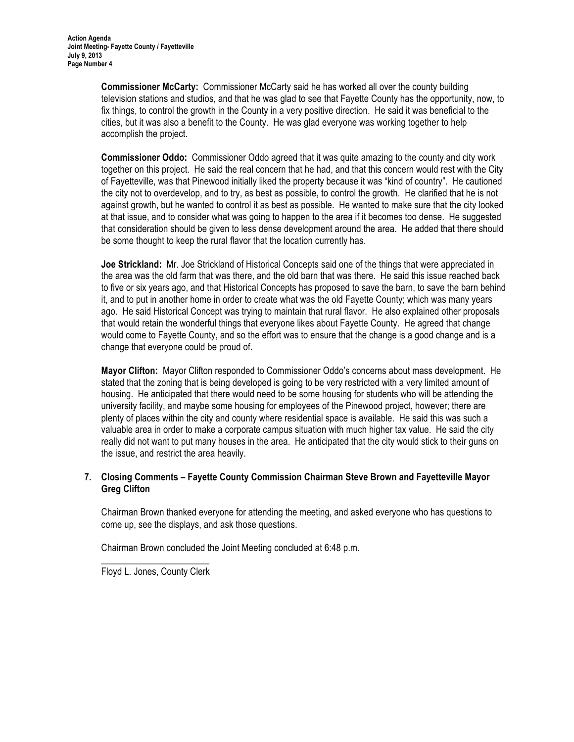**Commissioner McCarty:** Commissioner McCarty said he has worked all over the county building television stations and studios, and that he was glad to see that Fayette County has the opportunity, now, to fix things, to control the growth in the County in a very positive direction. He said it was beneficial to the cities, but it was also a benefit to the County. He was glad everyone was working together to help accomplish the project.

**Commissioner Oddo:** Commissioner Oddo agreed that it was quite amazing to the county and city work together on this project. He said the real concern that he had, and that this concern would rest with the City of Fayetteville, was that Pinewood initially liked the property because it was "kind of country". He cautioned the city not to overdevelop, and to try, as best as possible, to control the growth. He clarified that he is not against growth, but he wanted to control it as best as possible. He wanted to make sure that the city looked at that issue, and to consider what was going to happen to the area if it becomes too dense. He suggested that consideration should be given to less dense development around the area. He added that there should be some thought to keep the rural flavor that the location currently has.

**Joe Strickland:** Mr. Joe Strickland of Historical Concepts said one of the things that were appreciated in the area was the old farm that was there, and the old barn that was there. He said this issue reached back to five or six years ago, and that Historical Concepts has proposed to save the barn, to save the barn behind it, and to put in another home in order to create what was the old Fayette County; which was many years ago. He said Historical Concept was trying to maintain that rural flavor. He also explained other proposals that would retain the wonderful things that everyone likes about Fayette County. He agreed that change would come to Fayette County, and so the effort was to ensure that the change is a good change and is a change that everyone could be proud of.

**Mayor Clifton:** Mayor Clifton responded to Commissioner Oddo's concerns about mass development. He stated that the zoning that is being developed is going to be very restricted with a very limited amount of housing. He anticipated that there would need to be some housing for students who will be attending the university facility, and maybe some housing for employees of the Pinewood project, however; there are plenty of places within the city and county where residential space is available. He said this was such a valuable area in order to make a corporate campus situation with much higher tax value. He said the city really did not want to put many houses in the area. He anticipated that the city would stick to their guns on the issue, and restrict the area heavily.

## 7. Closing Comments – Fayette County Commission Chairman Steve Brown and Fayetteville Mayor Greg Clifton

Chairman Brown thanked everyone for attending the meeting, and asked everyone who has questions to come up, see the displays, and ask those questions.

Chairman Brown concluded the Joint Meeting concluded at 6:48 p.m.

\_\_\_\_\_\_\_\_\_\_\_\_\_\_\_\_\_\_\_\_\_\_\_\_

Floyd L. Jones, County Clerk